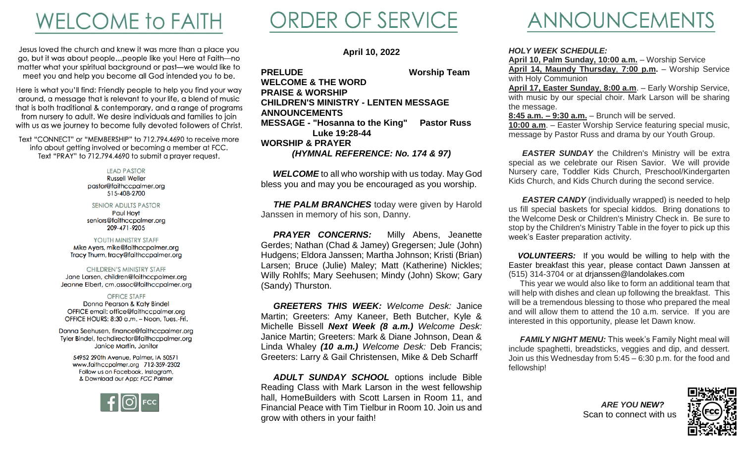# WELCOME to FAITH

Jesus loved the church and knew it was more than a place you go, but it was about people...people like you! Here at Faith—no matter what your spiritual background or past—we would like to meet you and help you become all God intended you to be.

Here is what you'll find: Friendly people to help you find your way around, a message that is relevant to your life, a blend of music that is both traditional & contemporary, and a range of programs from nursery to adult. We desire individuals and families to join with us as we journey to become fully devoted followers of Christ.

Text "CONNECT" or "MEMBERSHIP" to 712.794.4690 to receive more info about getting involved or becoming a member at FCC. Text "PRAY" to 712.794.4690 to submit a prayer request.

LEAD PASTOR
Russell Weller
pastor@faithccpalmer.org
515-408-2700

SENIOR ADULTS PASTOR
Paul Hoyt
seniors@faithccpalmer.org
209-471-9205

YOUTH MINISTRY STAFF
Mike Ayers, mike@faithccpalmer.org
Tracy Thurm, tracy@faithccpalmer.org

CHILDREN'S MINISTRY STAFF
Jane Larsen, children@faithccpalmer.org
Jeanne Elbert, cm.assoc@faithccpalmer.org

OFFICE STAFF
Donna Pearson & Katy Bindel
OFFICE email: office@faithccpalmer.org
OFFICE HOURS: 8:30 a.m. – Noon, Tues.-Fri.

Donna Seehusen, finance@faithccpalmer.org
Tyler Bindel, techdirector@faithccpalmer.org
Janice Martin, Janitor

54952 290th Avenue, Palmer, IA 50571
www.faithccpalmer.org 712-359-2302
Follow us on Facebook, Instagram,
& Download our App: *FCC Palmer*

# ORDER OF SERVICE

**April 10, 2022**

**PRELUDE** — **Worship Team**
**WELCOME & THE WORD**
**PRAISE & WORSHIP**
**CHILDREN'S MINISTRY - LENTEN MESSAGE**
**ANNOUNCEMENTS**
**MESSAGE - "Hosanna to the King"** — **Pastor Russ**
**Luke 19:28-44**
**WORSHIP & PRAYER**
***(HYMNAL REFERENCE: No. 174 & 97)***

***WELCOME*** to all who worship with us today. May God bless you and may you be encouraged as you worship.

***THE PALM BRANCHES*** today were given by Harold Janssen in memory of his son, Danny.

***PRAYER CONCERNS:*** Milly Abens, Jeanette Gerdes; Nathan (Chad & Jamey) Gregersen; Jule (John) Hudgens; Eldora Janssen; Martha Johnson; Kristi (Brian) Larsen; Bruce (Julie) Maley; Matt (Katherine) Nickles; Willy Rohlfs; Mary Seehusen; Mindy (John) Skow; Gary (Sandy) Thurston.

***GREETERS THIS WEEK:*** *Welcome Desk:* Janice Martin; Greeters: Amy Kaneer, Beth Butcher, Kyle & Michelle Bissell ***Next Week (8 a.m.)*** *Welcome Desk:* Janice Martin; Greeters: Mark & Diane Johnson, Dean & Linda Whaley ***(10 a.m.)*** *Welcome Desk:* Deb Francis; Greeters: Larry & Gail Christensen, Mike & Deb Scharff

***ADULT SUNDAY SCHOOL*** options include Bible Reading Class with Mark Larson in the west fellowship hall, HomeBuilders with Scott Larsen in Room 11, and Financial Peace with Tim Tielbur in Room 10. Join us and grow with others in your faith!

# ANNOUNCEMENTS

***HOLY WEEK SCHEDULE:***
**April 10, Palm Sunday, 10:00 a.m.** – Worship Service
**April 14, Maundy Thursday**, **7:00 p.m.** – Worship Service with Holy Communion
**April 17, Easter Sunday**, **8:00 a.m**. – Early Worship Service, with music by our special choir. Mark Larson will be sharing the message.
**8:45 a.m. – 9:30 a.m.** – Brunch will be served.
**10:00 a.m**. – Easter Worship Service featuring special music, message by Pastor Russ and drama by our Youth Group.

***EASTER SUNDAY*** the Children's Ministry will be extra special as we celebrate our Risen Savior. We will provide Nursery care, Toddler Kids Church, Preschool/Kindergarten Kids Church, and Kids Church during the second service.

***EASTER CANDY*** (individually wrapped) is needed to help us fill special baskets for special kiddos. Bring donations to the Welcome Desk or Children's Ministry Check in. Be sure to stop by the Children's Ministry Table in the foyer to pick up this week's Easter preparation activity.

***VOLUNTEERS:*** If you would be willing to help with the Easter breakfast this year, please contact Dawn Janssen at (515) 314-3704 or at drjanssen@landolakes.com
This year we would also like to form an additional team that will help with dishes and clean up following the breakfast. This will be a tremendous blessing to those who prepared the meal and will allow them to attend the 10 a.m. service. If you are interested in this opportunity, please let Dawn know.

***FAMILY NIGHT MENU:*** This week's Family Night meal will include spaghetti, breadsticks, veggies and dip, and dessert. Join us this Wednesday from 5:45 – 6:30 p.m. for the food and fellowship!

***ARE YOU NEW?***
Scan to connect with us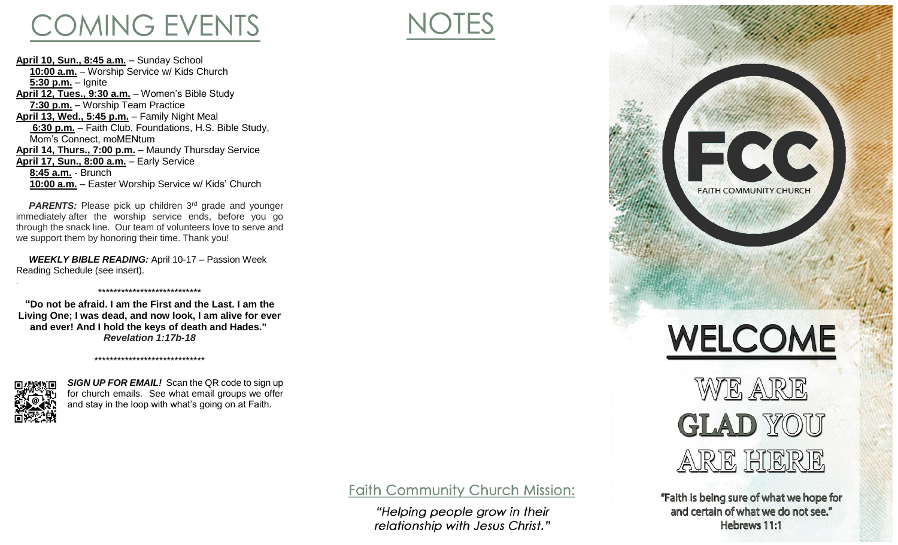# COMING EVENTS

**April 10, Sun., 8:45 a.m.** – Sunday School
**10:00 a.m.** – Worship Service w/ Kids Church
**5:30 p.m.** – Ignite
**April 12, Tues., 9:30 a.m.** – Women's Bible Study
**7:30 p.m.** – Worship Team Practice
**April 13, Wed., 5:45 p.m.** – Family Night Meal
**6:30 p.m.** – Faith Club, Foundations, H.S. Bible Study, Mom's Connect, moMENtum
**April 14, Thurs., 7:00 p.m.** – Maundy Thursday Service
**April 17, Sun., 8:00 a.m.** – Early Service
**8:45 a.m.** - Brunch
**10:00 a.m.** – Easter Worship Service w/ Kids' Church

***PARENTS:*** Please pick up children 3rd grade and younger immediately after the worship service ends, before you go through the snack line. Our team of volunteers love to serve and we support them by honoring their time. Thank you!

***WEEKLY BIBLE READING:*** April 10-17 – Passion Week Reading Schedule (see insert).

***************************

**"Do not be afraid. I am the First and the Last. I am the Living One; I was dead, and now look, I am alive for ever and ever! And I hold the keys of death and Hades."**
***Revelation 1:17b-18***

*****************************

***SIGN UP FOR EMAIL!*** Scan the QR code to sign up for church emails. See what email groups we offer and stay in the loop with what's going on at Faith.

# NOTES

Faith Community Church Mission:

*"Helping people grow in their relationship with Jesus Christ."*

FCC
FAITH COMMUNITY CHURCH

# WELCOME

WE ARE GLAD YOU ARE HERE

"Faith is being sure of what we hope for and certain of what we do not see."
Hebrews 11:1